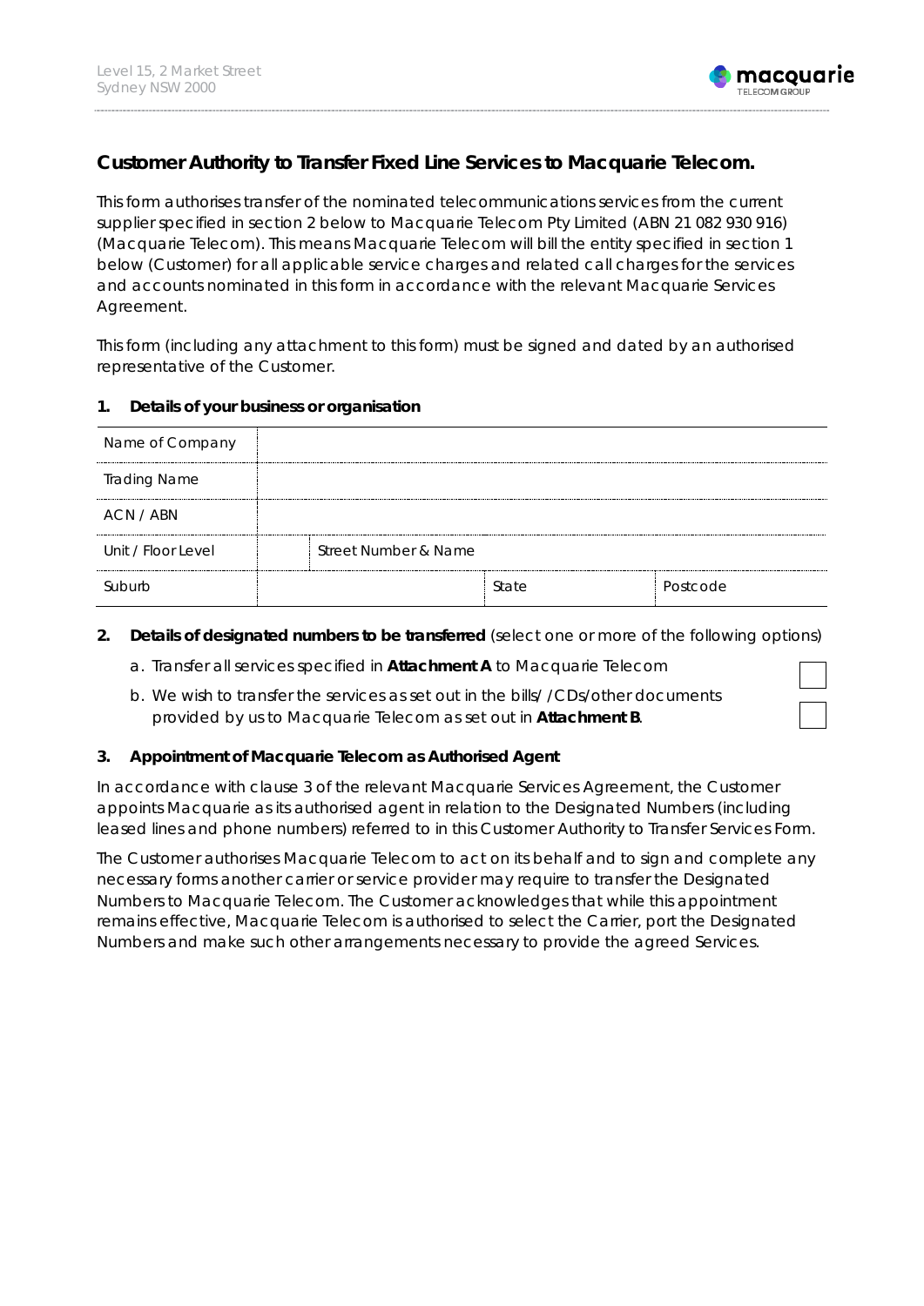Level 15, 2 Market Street
Sydney NSW 2000

# Customer Authority to Transfer Fixed Line Services to Macquarie Telecom.

This form authorises transfer of the nominated telecommunications services from the current supplier specified in section 2 below to Macquarie Telecom Pty Limited (ABN 21 082 930 916) (Macquarie Telecom). This means Macquarie Telecom will bill the entity specified in section 1 below (Customer) for all applicable service charges and related call charges for the services and accounts nominated in this form in accordance with the relevant Macquarie Services Agreement.

This form (including any attachment to this form) must be signed and dated by an authorised representative of the Customer.

## 1. Details of your business or organisation

| Name of Company | | | | |
|---|---|---|---|---|
| Trading Name | | | | |
| ACN / ABN | | | | |
| Unit / Floor Level | | Street Number & Name | | |
| Suburb | | State | | Postcode |

## 2. Details of designated numbers to be transferred (select one or more of the following options)

a. Transfer all services specified in **Attachment A** to Macquarie Telecom ☐

b. We wish to transfer the services as set out in the bills/ /CDs/other documents provided by us to Macquarie Telecom as set out in **Attachment B**. ☐

## 3. Appointment of Macquarie Telecom as Authorised Agent

In accordance with clause 3 of the relevant Macquarie Services Agreement, the Customer appoints Macquarie as its authorised agent in relation to the Designated Numbers (including leased lines and phone numbers) referred to in this Customer Authority to Transfer Services Form.

The Customer authorises Macquarie Telecom to act on its behalf and to sign and complete any necessary forms another carrier or service provider may require to transfer the Designated Numbers to Macquarie Telecom. The Customer acknowledges that while this appointment remains effective, Macquarie Telecom is authorised to select the Carrier, port the Designated Numbers and make such other arrangements necessary to provide the agreed Services.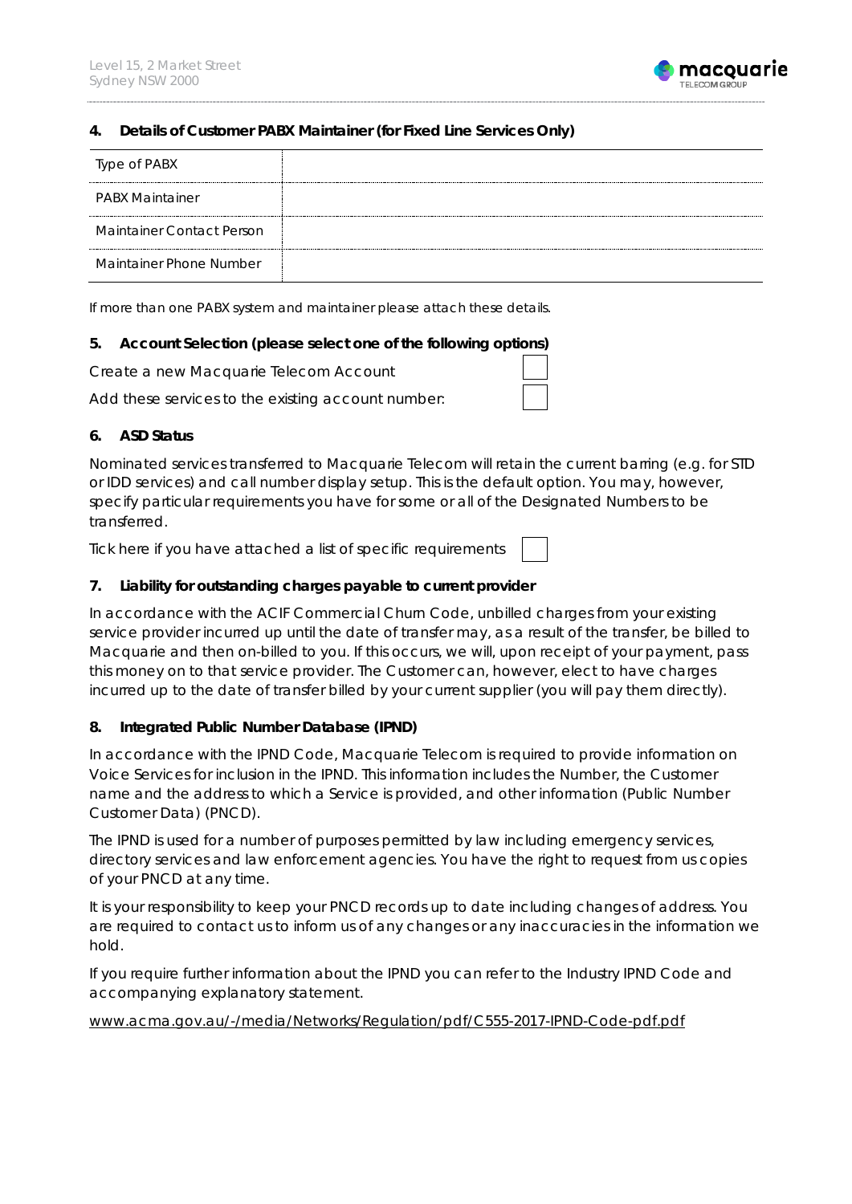## 4. Details of Customer PABX Maintainer (for Fixed Line Services Only)

| | |
|---|---|
| Type of PABX | |
| PABX Maintainer | |
| Maintainer Contact Person | |
| Maintainer Phone Number | |

If more than one PABX system and maintainer please attach these details.

## 5. Account Selection (please select one of the following options)

Create a new Macquarie Telecom Account ☐

Add these services to the existing account number: ☐

## 6. ASD Status

Nominated services transferred to Macquarie Telecom will retain the current barring (e.g. for STD or IDD services) and call number display setup. This is the default option. You may, however, specify particular requirements you have for some or all of the Designated Numbers to be transferred.

Tick here if you have attached a list of specific requirements ☐

## 7. Liability for outstanding charges payable to current provider

In accordance with the ACIF Commercial Churn Code, unbilled charges from your existing service provider incurred up until the date of transfer may, as a result of the transfer, be billed to Macquarie and then on-billed to you. If this occurs, we will, upon receipt of your payment, pass this money on to that service provider. The Customer can, however, elect to have charges incurred up to the date of transfer billed by your current supplier (you will pay them directly).

## 8. Integrated Public Number Database (IPND)

In accordance with the IPND Code, Macquarie Telecom is required to provide information on Voice Services for inclusion in the IPND. This information includes the Number, the Customer name and the address to which a Service is provided, and other information (Public Number Customer Data) (PNCD).

The IPND is used for a number of purposes permitted by law including emergency services, directory services and law enforcement agencies. You have the right to request from us copies of your PNCD at any time.

It is your responsibility to keep your PNCD records up to date including changes of address. You are required to contact us to inform us of any changes or any inaccuracies in the information we hold.

If you require further information about the IPND you can refer to the Industry IPND Code and accompanying explanatory statement.

www.acma.gov.au/-/media/Networks/Regulation/pdf/C555-2017-IPND-Code-pdf.pdf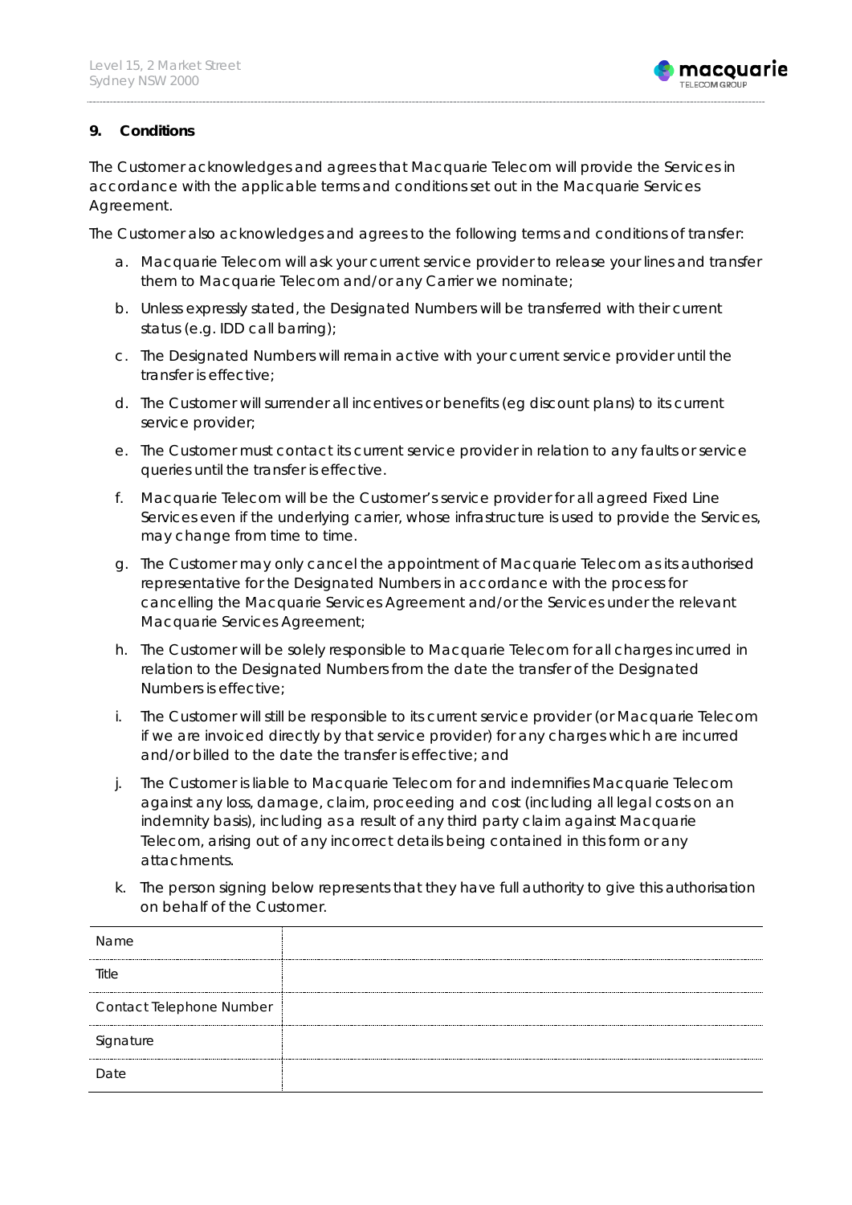## 9. Conditions

The Customer acknowledges and agrees that Macquarie Telecom will provide the Services in accordance with the applicable terms and conditions set out in the Macquarie Services Agreement.

The Customer also acknowledges and agrees to the following terms and conditions of transfer:

a. Macquarie Telecom will ask your current service provider to release your lines and transfer them to Macquarie Telecom and/or any Carrier we nominate;

b. Unless expressly stated, the Designated Numbers will be transferred with their current status (e.g. IDD call barring);

c. The Designated Numbers will remain active with your current service provider until the transfer is effective;

d. The Customer will surrender all incentives or benefits (eg discount plans) to its current service provider;

e. The Customer must contact its current service provider in relation to any faults or service queries until the transfer is effective.

f. Macquarie Telecom will be the Customer's service provider for all agreed Fixed Line Services even if the underlying carrier, whose infrastructure is used to provide the Services, may change from time to time.

g. The Customer may only cancel the appointment of Macquarie Telecom as its authorised representative for the Designated Numbers in accordance with the process for cancelling the Macquarie Services Agreement and/or the Services under the relevant Macquarie Services Agreement;

h. The Customer will be solely responsible to Macquarie Telecom for all charges incurred in relation to the Designated Numbers from the date the transfer of the Designated Numbers is effective;

i. The Customer will still be responsible to its current service provider (or Macquarie Telecom if we are invoiced directly by that service provider) for any charges which are incurred and/or billed to the date the transfer is effective; and

j. The Customer is liable to Macquarie Telecom for and indemnifies Macquarie Telecom against any loss, damage, claim, proceeding and cost (including all legal costs on an indemnity basis), including as a result of any third party claim against Macquarie Telecom, arising out of any incorrect details being contained in this form or any attachments.

k. The person signing below represents that they have full authority to give this authorisation on behalf of the Customer.

| Name | |
|---|---|
| Title | |
| Contact Telephone Number | |
| Signature | |
| Date | |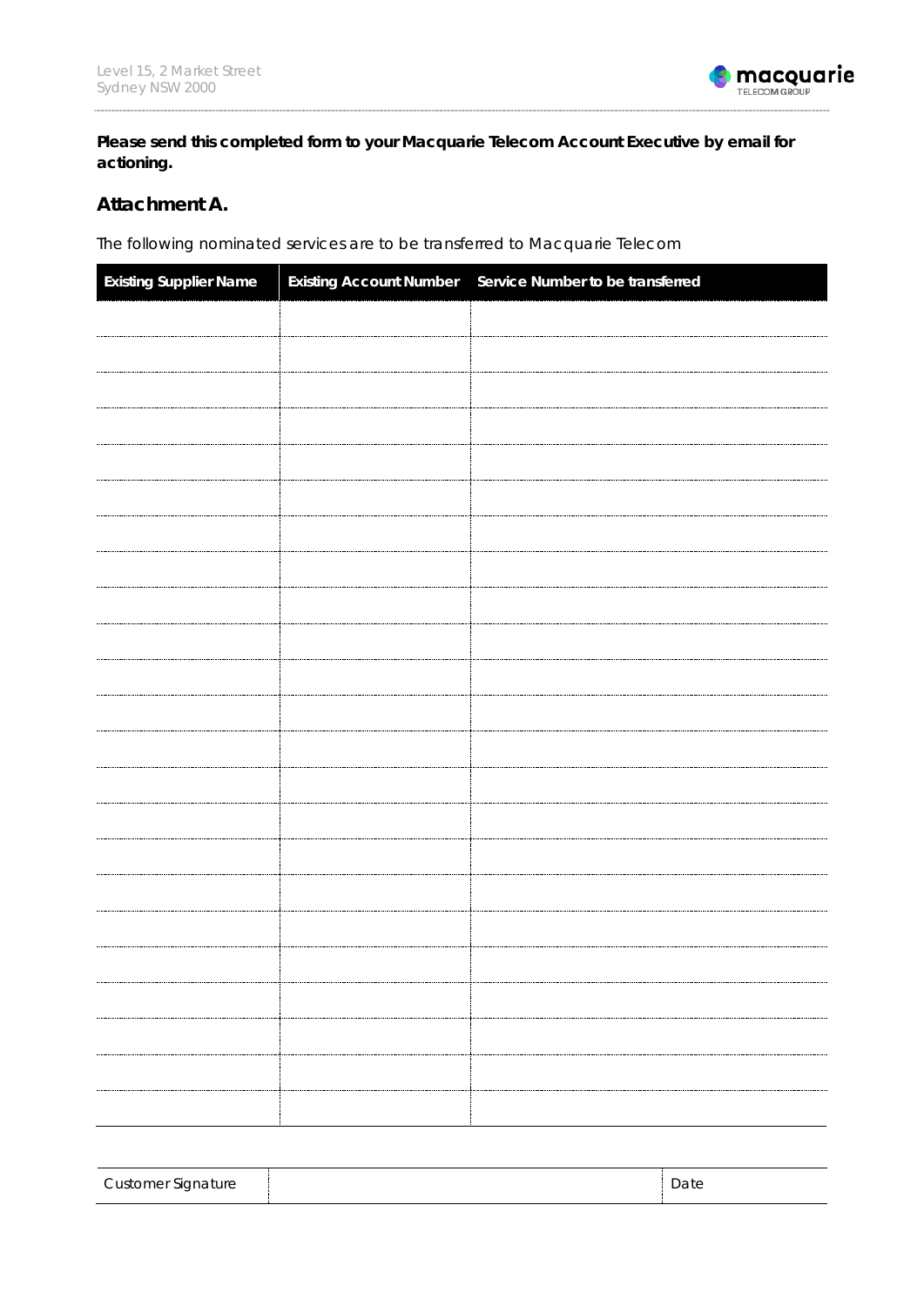Level 15, 2 Market Street
Sydney NSW 2000

**Please send this completed form to your Macquarie Telecom Account Executive by email for actioning.**

## Attachment A.

The following nominated services are to be transferred to Macquarie Telecom

| Existing Supplier Name | Existing Account Number | Service Number to be transferred |
|---|---|---|
| | | |
| | | |
| | | |
| | | |
| | | |
| | | |
| | | |
| | | |
| | | |
| | | |
| | | |
| | | |
| | | |
| | | |
| | | |
| | | |
| | | |
| | | |
| | | |
| | | |
| | | |
| | | |
| | | |
| | | |

| | | |
|---|---|---|
| Customer Signature | | Date |